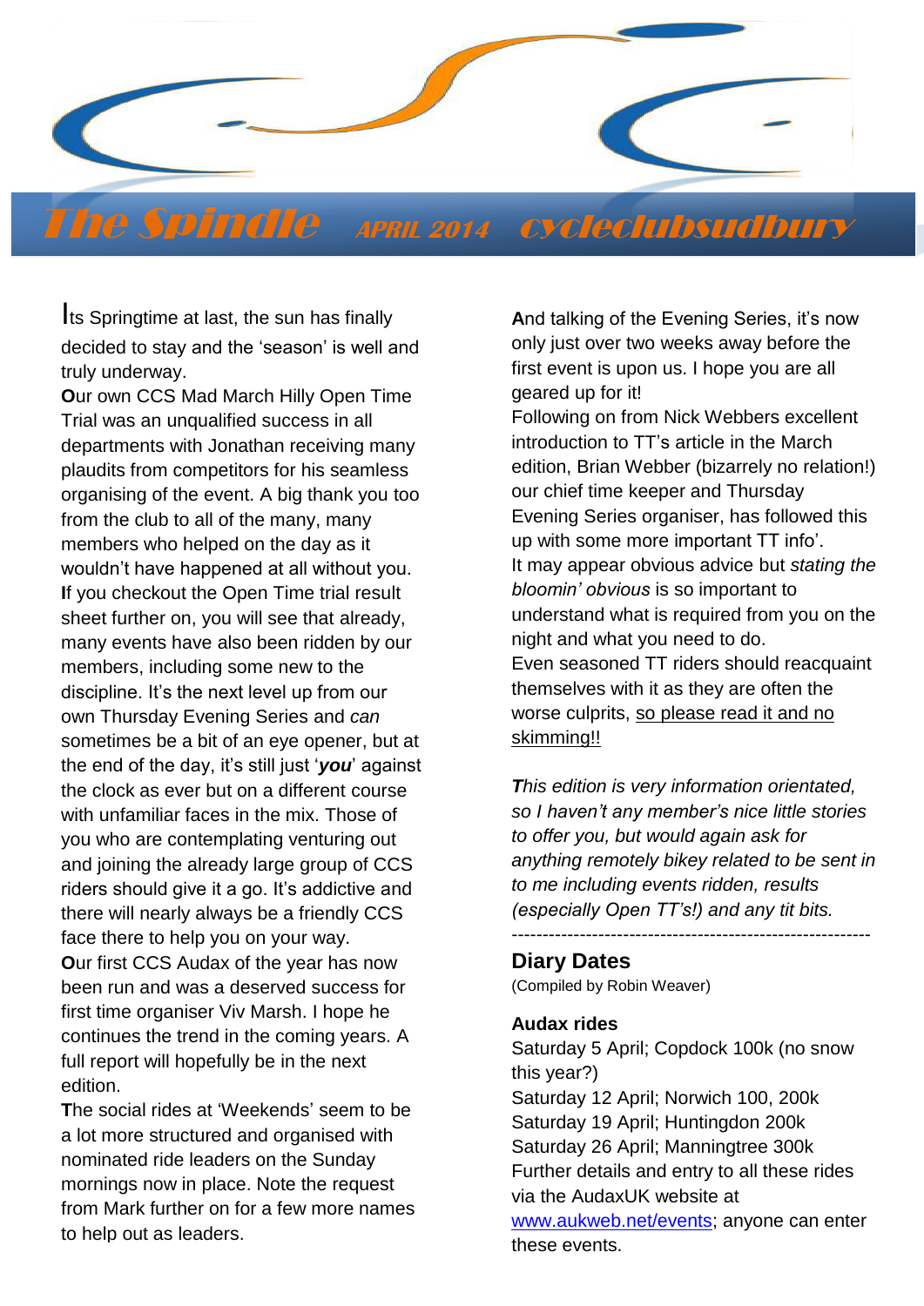# The Spindle APRIL 2014 cycleclubsudbury

Its Springtime at last, the sun has finally decided to stay and the 'season' is well and truly underway.

**O**ur own CCS Mad March Hilly Open Time Trial was an unqualified success in all departments with Jonathan receiving many plaudits from competitors for his seamless organising of the event. A big thank you too from the club to all of the many, many members who helped on the day as it wouldn't have happened at all without you.

**I**f you checkout the Open Time trial result sheet further on, you will see that already, many events have also been ridden by our members, including some new to the discipline. It's the next level up from our own Thursday Evening Series and *can* sometimes be a bit of an eye opener, but at the end of the day, it's still just '***you***' against the clock as ever but on a different course with unfamiliar faces in the mix. Those of you who are contemplating venturing out and joining the already large group of CCS riders should give it a go. It's addictive and there will nearly always be a friendly CCS face there to help you on your way.

**O**ur first CCS Audax of the year has now been run and was a deserved success for first time organiser Viv Marsh. I hope he continues the trend in the coming years. A full report will hopefully be in the next edition.

**T**he social rides at 'Weekends' seem to be a lot more structured and organised with nominated ride leaders on the Sunday mornings now in place. Note the request from Mark further on for a few more names to help out as leaders.

**A**nd talking of the Evening Series, it's now only just over two weeks away before the first event is upon us. I hope you are all geared up for it!

Following on from Nick Webbers excellent introduction to TT's article in the March edition, Brian Webber (bizarrely no relation!) our chief time keeper and Thursday Evening Series organiser, has followed this up with some more important TT info'.

It may appear obvious advice but *stating the bloomin' obvious* is so important to understand what is required from you on the night and what you need to do.

Even seasoned TT riders should reacquaint themselves with it as they are often the worse culprits, <u>so please read it and no skimming!!</u>

***T**his edition is very information orientated, so I haven't any member's nice little stories to offer you, but would again ask for anything remotely bikey related to be sent in to me including events ridden, results (especially Open TT's!) and any tit bits.*

---

## Diary Dates

(Compiled by Robin Weaver)

### Audax rides

Saturday 5 April; Copdock 100k (no snow this year?)
Saturday 12 April; Norwich 100, 200k
Saturday 19 April; Huntingdon 200k
Saturday 26 April; Manningtree 300k
Further details and entry to all these rides via the AudaxUK website at www.aukweb.net/events; anyone can enter these events.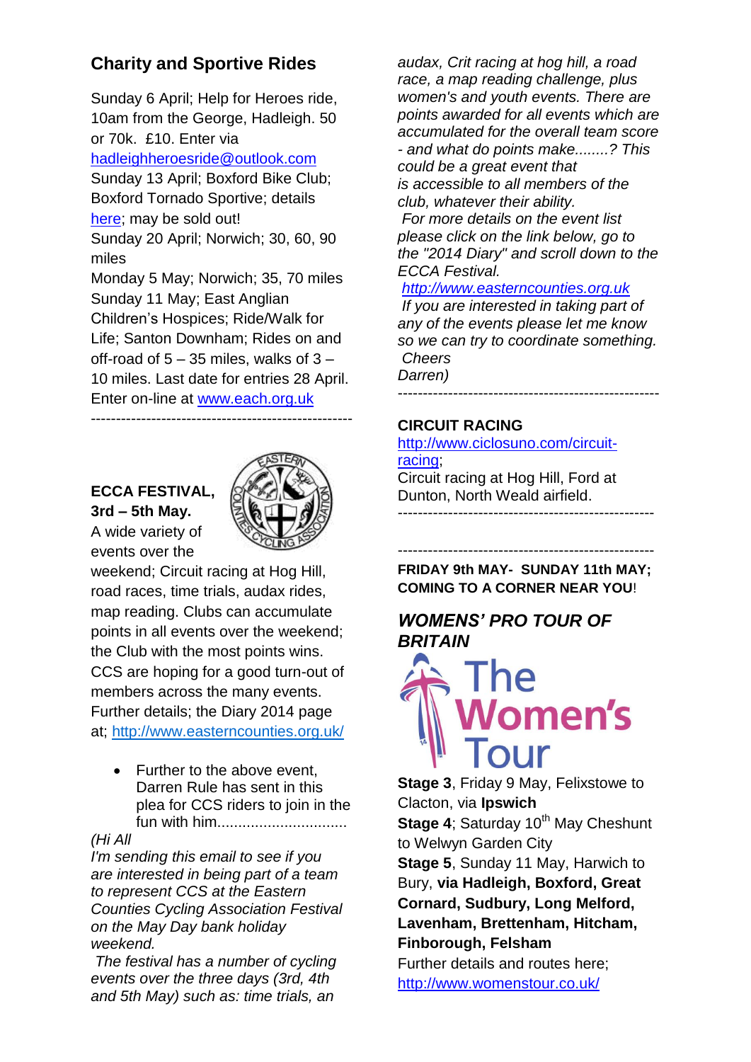## Charity and Sportive Rides

Sunday 6 April; Help for Heroes ride, 10am from the George, Hadleigh. 50 or 70k. £10. Enter via hadleighheroesride@outlook.com

Sunday 13 April; Boxford Bike Club; Boxford Tornado Sportive; details here; may be sold out!

Sunday 20 April; Norwich; 30, 60, 90 miles

Monday 5 May; Norwich; 35, 70 miles

Sunday 11 May; East Anglian Children's Hospices; Ride/Walk for Life; Santon Downham; Rides on and off-road of 5 – 35 miles, walks of 3 – 10 miles. Last date for entries 28 April. Enter on-line at www.each.org.uk

---

**ECCA FESTIVAL, 3rd – 5th May.**

A wide variety of events over the weekend; Circuit racing at Hog Hill, road races, time trials, audax rides, map reading. Clubs can accumulate points in all events over the weekend; the Club with the most points wins. CCS are hoping for a good turn-out of members across the many events. Further details; the Diary 2014 page at; http://www.easterncounties.org.uk/

- Further to the above event, Darren Rule has sent in this plea for CCS riders to join in the fun with him...............................

*(Hi All*

*I'm sending this email to see if you are interested in being part of a team to represent CCS at the Eastern Counties Cycling Association Festival on the May Day bank holiday weekend.*

*The festival has a number of cycling events over the three days (3rd, 4th and 5th May) such as: time trials, an audax, Crit racing at hog hill, a road race, a map reading challenge, plus women's and youth events. There are points awarded for all events which are accumulated for the overall team score - and what do points make........? This could be a great event that is accessible to all members of the club, whatever their ability.*

*For more details on the event list please click on the link below, go to the "2014 Diary" and scroll down to the ECCA Festival.*

*http://www.easterncounties.org.uk*

*If you are interested in taking part of any of the events please let me know so we can try to coordinate something.*

*Cheers*

*Darren)*

---

**CIRCUIT RACING**

http://www.ciclosuno.com/circuit-racing;

Circuit racing at Hog Hill, Ford at Dunton, North Weald airfield.

---

---

**FRIDAY 9th MAY- SUNDAY 11th MAY; COMING TO A CORNER NEAR YOU!**

## *WOMENS' PRO TOUR OF BRITAIN*

The Women's Tour

**Stage 3**, Friday 9 May, Felixstowe to Clacton, via **Ipswich**

**Stage 4**; Saturday 10th May Cheshunt to Welwyn Garden City

**Stage 5**, Sunday 11 May, Harwich to Bury, **via Hadleigh, Boxford, Great Cornard, Sudbury, Long Melford, Lavenham, Brettenham, Hitcham, Finborough, Felsham**

Further details and routes here; http://www.womenstour.co.uk/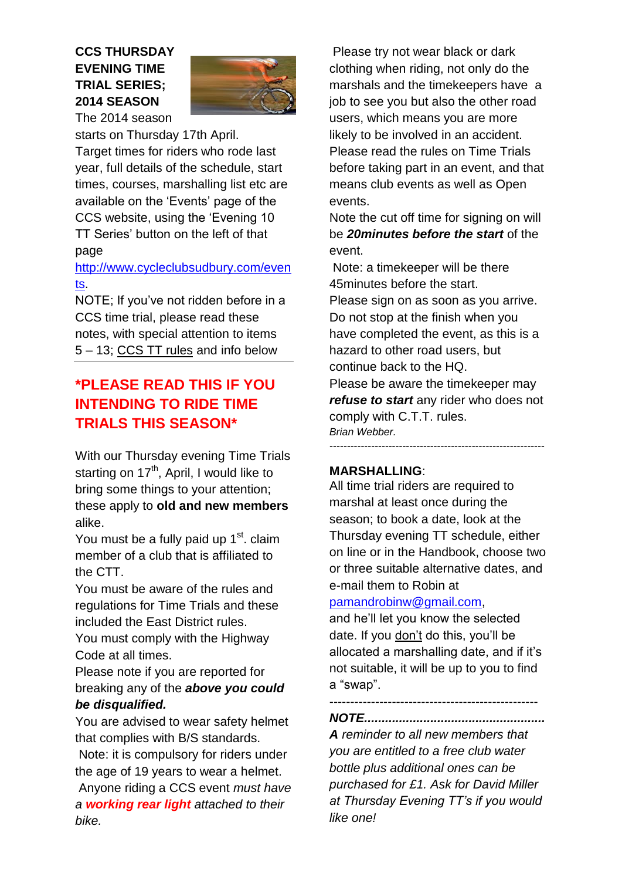**CCS THURSDAY EVENING TIME TRIAL SERIES; 2014 SEASON**

The 2014 season starts on Thursday 17th April. Target times for riders who rode last year, full details of the schedule, start times, courses, marshalling list etc are available on the 'Events' page of the CCS website, using the 'Evening 10 TT Series' button on the left of that page [http://www.cycleclubsudbury.com/events](http://www.cycleclubsudbury.com/events).

NOTE; If you've not ridden before in a CCS time trial, please read these notes, with special attention to items 5 – 13; CCS TT rules and info below

---

## *PLEASE READ THIS IF YOU INTENDING TO RIDE TIME TRIALS THIS SEASON*

With our Thursday evening Time Trials starting on 17th, April, I would like to bring some things to your attention; these apply to **old and new members** alike.

You must be a fully paid up 1st. claim member of a club that is affiliated to the CTT.

You must be aware of the rules and regulations for Time Trials and these included the East District rules.

You must comply with the Highway Code at all times.

Please note if you are reported for breaking any of the ***above you could be disqualified.***

You are advised to wear safety helmet that complies with B/S standards.

Note: it is compulsory for riders under the age of 19 years to wear a helmet.

Anyone riding a CCS event *must have a* ***working rear light*** *attached to their bike.*

Please try not wear black or dark clothing when riding, not only do the marshals and the timekeepers have a job to see you but also the other road users, which means you are more likely to be involved in an accident.

Please read the rules on Time Trials before taking part in an event, and that means club events as well as Open events.

Note the cut off time for signing on will be ***20minutes before the start*** of the event.

Note: a timekeeper will be there 45minutes before the start.

Please sign on as soon as you arrive.

Do not stop at the finish when you have completed the event, as this is a hazard to other road users, but continue back to the HQ.

Please be aware the timekeeper may ***refuse to start*** any rider who does not comply with C.T.T. rules.

*Brian Webber.*

---

**MARSHALLING**:

All time trial riders are required to marshal at least once during the season; to book a date, look at the Thursday evening TT schedule, either on line or in the Handbook, choose two or three suitable alternative dates, and e-mail them to Robin at pamandrobinw@gmail.com, and he'll let you know the selected date. If you don't do this, you'll be allocated a marshalling date, and if it's not suitable, it will be up to you to find a "swap".

---

***NOTE.................................................***

***A** reminder to all new members that you are entitled to a free club water bottle plus additional ones can be purchased for £1. Ask for David Miller at Thursday Evening TT's if you would like one!*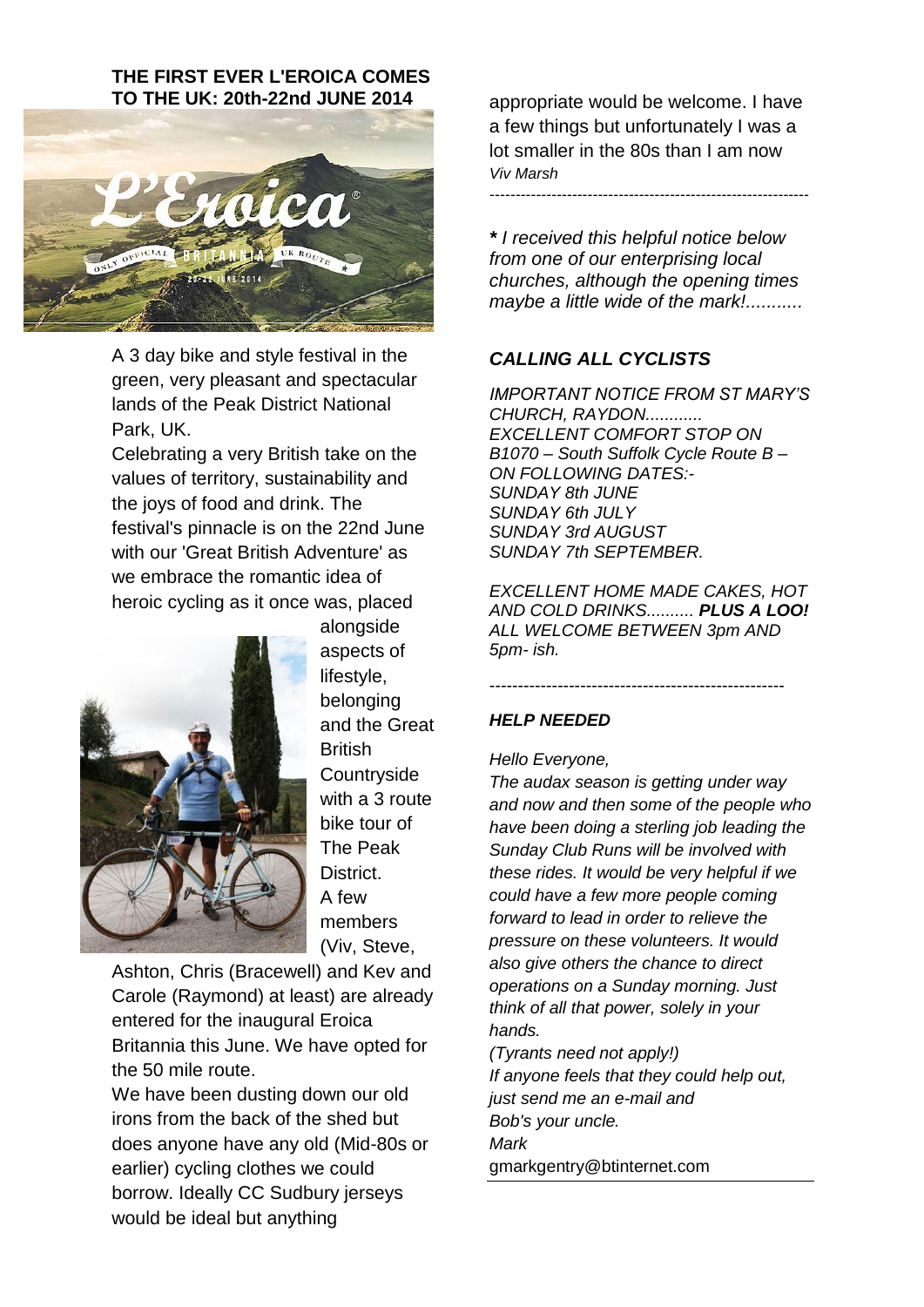## THE FIRST EVER L'EROICA COMES TO THE UK: 20th-22nd JUNE 2014

A 3 day bike and style festival in the green, very pleasant and spectacular lands of the Peak District National Park, UK.

Celebrating a very British take on the values of territory, sustainability and the joys of food and drink. The festival's pinnacle is on the 22nd June with our 'Great British Adventure' as we embrace the romantic idea of heroic cycling as it once was, placed alongside aspects of lifestyle, belonging and the Great British Countryside with a 3 route bike tour of The Peak District.

A few members (Viv, Steve, Ashton, Chris (Bracewell) and Kev and Carole (Raymond) at least) are already entered for the inaugural Eroica Britannia this June. We have opted for the 50 mile route.

We have been dusting down our old irons from the back of the shed but does anyone have any old (Mid-80s or earlier) cycling clothes we could borrow. Ideally CC Sudbury jerseys would be ideal but anything appropriate would be welcome. I have a few things but unfortunately I was a lot smaller in the 80s than I am now

*Viv Marsh*

---

***** *I received this helpful notice below from one of our enterprising local churches, although the opening times maybe a little wide of the mark!...........*

### *CALLING ALL CYCLISTS*

*IMPORTANT NOTICE FROM ST MARY'S CHURCH, RAYDON............*
*EXCELLENT COMFORT STOP ON B1070 – South Suffolk Cycle Route B – ON FOLLOWING DATES:-*
*SUNDAY 8th JUNE*
*SUNDAY 6th JULY*
*SUNDAY 3rd AUGUST*
*SUNDAY 7th SEPTEMBER.*

*EXCELLENT HOME MADE CAKES, HOT AND COLD DRINKS..........* ***PLUS A LOO!***
*ALL WELCOME BETWEEN 3pm AND 5pm- ish.*

---

### *HELP NEEDED*

*Hello Everyone,*

*The audax season is getting under way and now and then some of the people who have been doing a sterling job leading the Sunday Club Runs will be involved with these rides. It would be very helpful if we could have a few more people coming forward to lead in order to relieve the pressure on these volunteers. It would also give others the chance to direct operations on a Sunday morning. Just think of all that power, solely in your hands.*

*(Tyrants need not apply!)*

*If anyone feels that they could help out, just send me an e-mail and Bob's your uncle.*

*Mark*

gmarkgentry@btinternet.com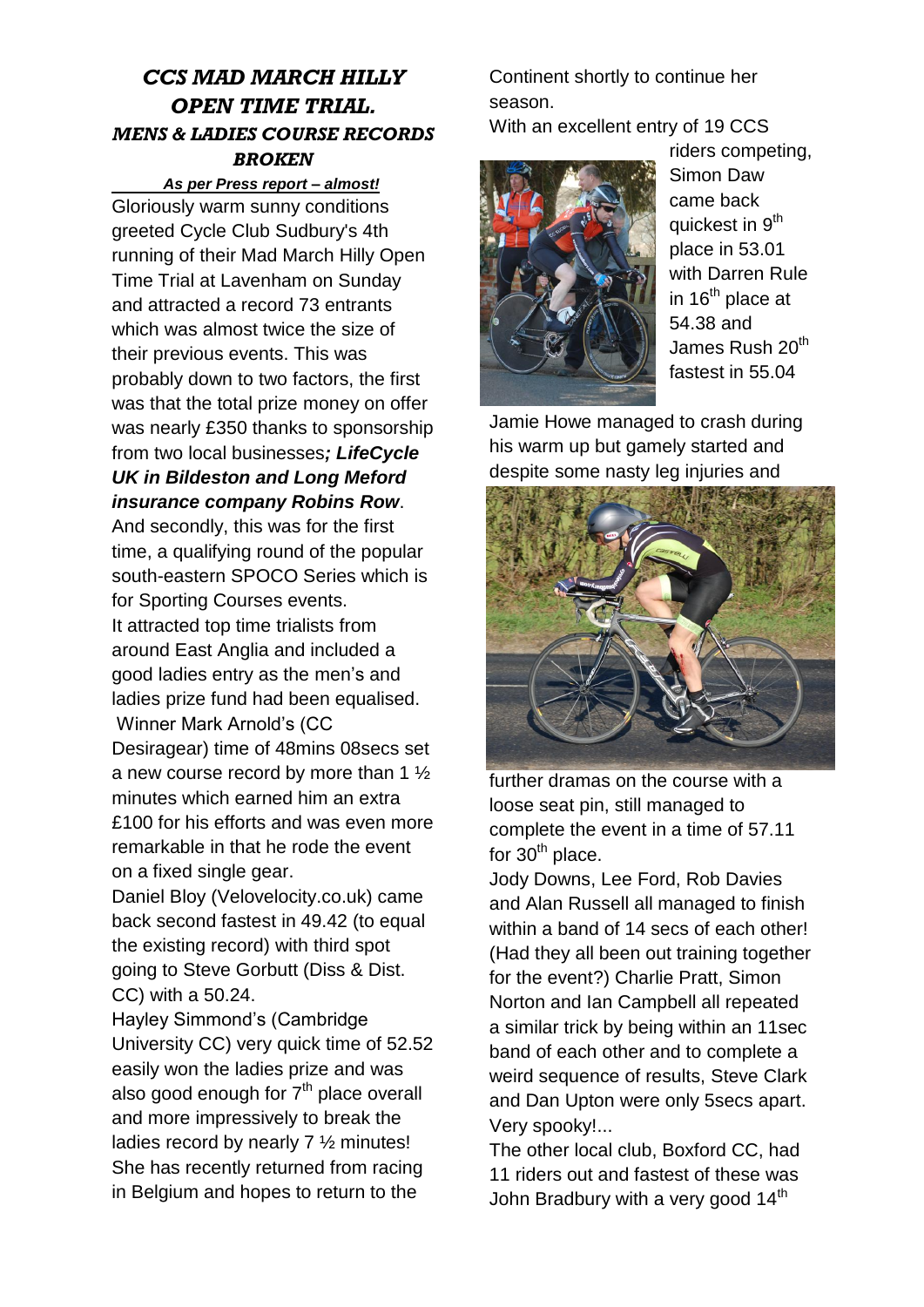# *CCS MAD MARCH HILLY OPEN TIME TRIAL.*

### *MENS & LADIES COURSE RECORDS BROKEN*

***As per Press report – almost!***

Gloriously warm sunny conditions greeted Cycle Club Sudbury's 4th running of their Mad March Hilly Open Time Trial at Lavenham on Sunday and attracted a record 73 entrants which was almost twice the size of their previous events. This was probably down to two factors, the first was that the total prize money on offer was nearly £350 thanks to sponsorship from two local businesses***; LifeCycle UK in Bildeston and Long Meford insurance company Robins Row***. And secondly, this was for the first time, a qualifying round of the popular south-eastern SPOCO Series which is for Sporting Courses events.

It attracted top time trialists from around East Anglia and included a good ladies entry as the men's and ladies prize fund had been equalised. Winner Mark Arnold's (CC Desiragear) time of 48mins 08secs set a new course record by more than 1 ½ minutes which earned him an extra £100 for his efforts and was even more remarkable in that he rode the event on a fixed single gear.

Daniel Bloy (Velovelocity.co.uk) came back second fastest in 49.42 (to equal the existing record) with third spot going to Steve Gorbutt (Diss & Dist. CC) with a 50.24.

Hayley Simmond's (Cambridge University CC) very quick time of 52.52 easily won the ladies prize and was also good enough for 7th place overall and more impressively to break the ladies record by nearly 7 ½ minutes! She has recently returned from racing in Belgium and hopes to return to the Continent shortly to continue her season.

With an excellent entry of 19 CCS riders competing, Simon Daw came back quickest in 9th place in 53.01 with Darren Rule in 16th place at 54.38 and James Rush 20th fastest in 55.04

Jamie Howe managed to crash during his warm up but gamely started and despite some nasty leg injuries and further dramas on the course with a loose seat pin, still managed to complete the event in a time of 57.11 for 30th place.

Jody Downs, Lee Ford, Rob Davies and Alan Russell all managed to finish within a band of 14 secs of each other! (Had they all been out training together for the event?) Charlie Pratt, Simon Norton and Ian Campbell all repeated a similar trick by being within an 11sec band of each other and to complete a weird sequence of results, Steve Clark and Dan Upton were only 5secs apart. Very spooky!...

The other local club, Boxford CC, had 11 riders out and fastest of these was John Bradbury with a very good 14th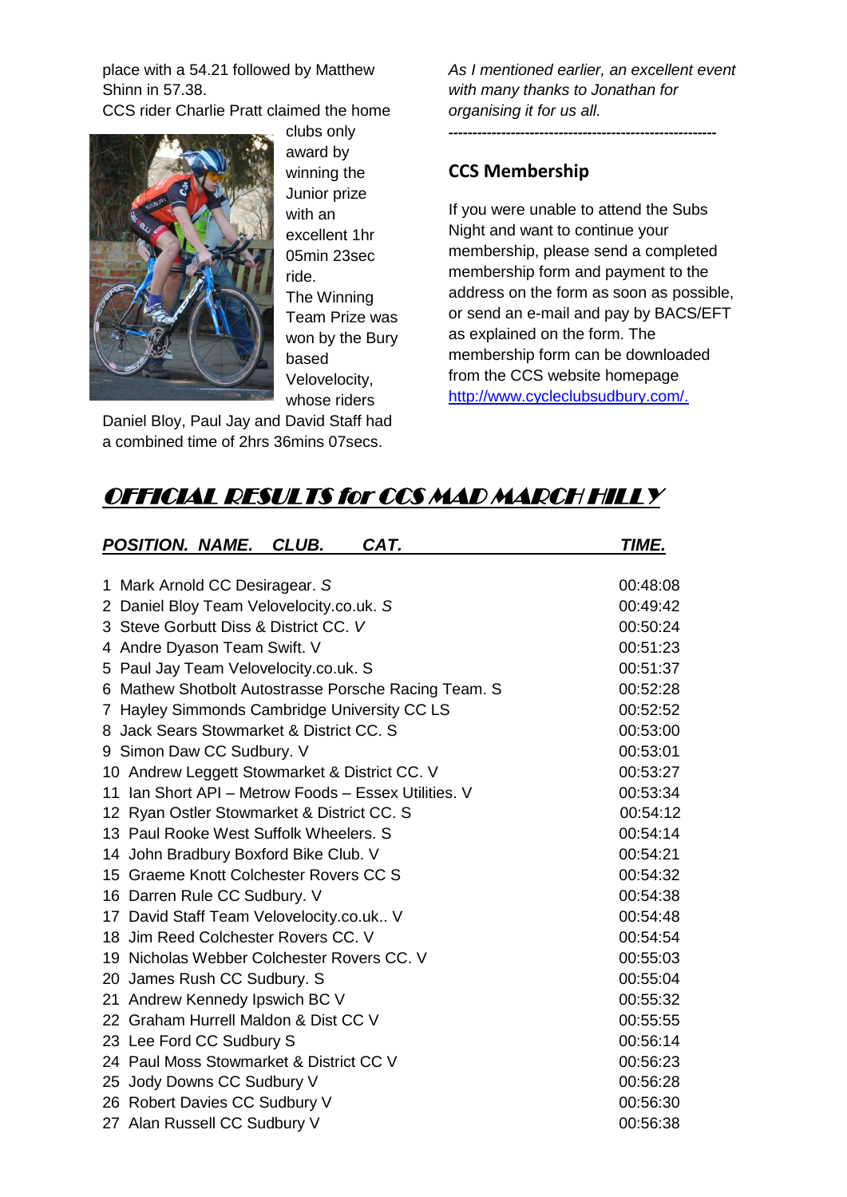place with a 54.21 followed by Matthew Shinn in 57.38.

CCS rider Charlie Pratt claimed the home clubs only award by winning the Junior prize with an excellent 1hr 05min 23sec ride. The Winning Team Prize was won by the Bury based Velovelocity, whose riders Daniel Bloy, Paul Jay and David Staff had a combined time of 2hrs 36mins 07secs.

*As I mentioned earlier, an excellent event with many thanks to Jonathan for organising it for us all.*

---

## CCS Membership

If you were unable to attend the Subs Night and want to continue your membership, please send a completed membership form and payment to the address on the form as soon as possible, or send an e-mail and pay by BACS/EFT as explained on the form. The membership form can be downloaded from the CCS website homepage http://www.cycleclubsudbury.com/.

## *OFFICIAL RESULTS for CCS MAD MARCH HILLY*

| *POSITION. NAME. CLUB. CAT.* | *TIME.* |
|---|---|
| 1 Mark Arnold CC Desiragear. *S* | 00:48:08 |
| 2 Daniel Bloy Team Velovelocity.co.uk. *S* | 00:49:42 |
| 3 Steve Gorbutt Diss & District CC. *V* | 00:50:24 |
| 4 Andre Dyason Team Swift. V | 00:51:23 |
| 5 Paul Jay Team Velovelocity.co.uk. S | 00:51:37 |
| 6 Mathew Shotbolt Autostrasse Porsche Racing Team. S | 00:52:28 |
| 7 Hayley Simmonds Cambridge University CC LS | 00:52:52 |
| 8 Jack Sears Stowmarket & District CC. S | 00:53:00 |
| 9 Simon Daw CC Sudbury. V | 00:53:01 |
| 10 Andrew Leggett Stowmarket & District CC. V | 00:53:27 |
| 11 Ian Short API – Metrow Foods – Essex Utilities. V | 00:53:34 |
| 12 Ryan Ostler Stowmarket & District CC. S | 00:54:12 |
| 13 Paul Rooke West Suffolk Wheelers. S | 00:54:14 |
| 14 John Bradbury Boxford Bike Club. V | 00:54:21 |
| 15 Graeme Knott Colchester Rovers CC S | 00:54:32 |
| 16 Darren Rule CC Sudbury. V | 00:54:38 |
| 17 David Staff Team Velovelocity.co.uk.. V | 00:54:48 |
| 18 Jim Reed Colchester Rovers CC. V | 00:54:54 |
| 19 Nicholas Webber Colchester Rovers CC. V | 00:55:03 |
| 20 James Rush CC Sudbury. S | 00:55:04 |
| 21 Andrew Kennedy Ipswich BC V | 00:55:32 |
| 22 Graham Hurrell Maldon & Dist CC V | 00:55:55 |
| 23 Lee Ford CC Sudbury S | 00:56:14 |
| 24 Paul Moss Stowmarket & District CC V | 00:56:23 |
| 25 Jody Downs CC Sudbury V | 00:56:28 |
| 26 Robert Davies CC Sudbury V | 00:56:30 |
| 27 Alan Russell CC Sudbury V | 00:56:38 |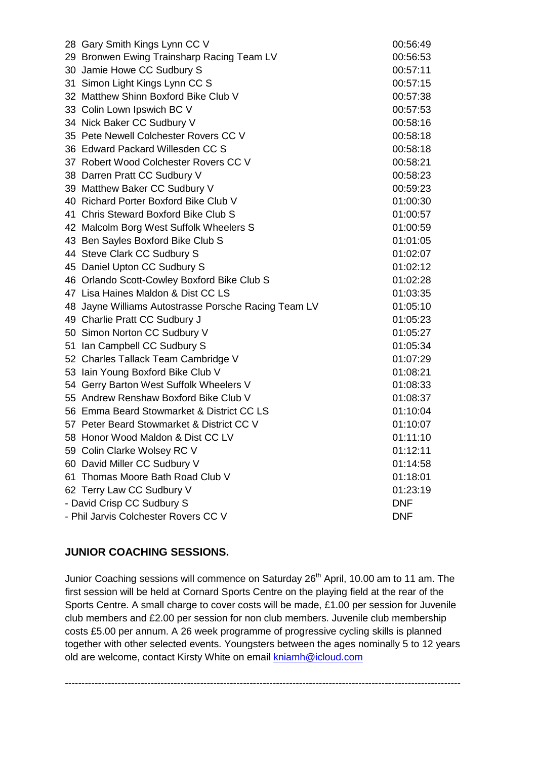| | | |
|---|---|---|
| 28 | Gary Smith Kings Lynn CC V | 00:56:49 |
| 29 | Bronwen Ewing Trainsharp Racing Team LV | 00:56:53 |
| 30 | Jamie Howe CC Sudbury S | 00:57:11 |
| 31 | Simon Light Kings Lynn CC S | 00:57:15 |
| 32 | Matthew Shinn Boxford Bike Club V | 00:57:38 |
| 33 | Colin Lown Ipswich BC V | 00:57:53 |
| 34 | Nick Baker CC Sudbury V | 00:58:16 |
| 35 | Pete Newell Colchester Rovers CC V | 00:58:18 |
| 36 | Edward Packard Willesden CC S | 00:58:18 |
| 37 | Robert Wood Colchester Rovers CC V | 00:58:21 |
| 38 | Darren Pratt CC Sudbury V | 00:58:23 |
| 39 | Matthew Baker CC Sudbury V | 00:59:23 |
| 40 | Richard Porter Boxford Bike Club V | 01:00:30 |
| 41 | Chris Steward Boxford Bike Club S | 01:00:57 |
| 42 | Malcolm Borg West Suffolk Wheelers S | 01:00:59 |
| 43 | Ben Sayles Boxford Bike Club S | 01:01:05 |
| 44 | Steve Clark CC Sudbury S | 01:02:07 |
| 45 | Daniel Upton CC Sudbury S | 01:02:12 |
| 46 | Orlando Scott-Cowley Boxford Bike Club S | 01:02:28 |
| 47 | Lisa Haines Maldon & Dist CC LS | 01:03:35 |
| 48 | Jayne Williams Autostrasse Porsche Racing Team LV | 01:05:10 |
| 49 | Charlie Pratt CC Sudbury J | 01:05:23 |
| 50 | Simon Norton CC Sudbury V | 01:05:27 |
| 51 | Ian Campbell CC Sudbury S | 01:05:34 |
| 52 | Charles Tallack Team Cambridge V | 01:07:29 |
| 53 | Iain Young Boxford Bike Club V | 01:08:21 |
| 54 | Gerry Barton West Suffolk Wheelers V | 01:08:33 |
| 55 | Andrew Renshaw Boxford Bike Club V | 01:08:37 |
| 56 | Emma Beard Stowmarket & District CC LS | 01:10:04 |
| 57 | Peter Beard Stowmarket & District CC V | 01:10:07 |
| 58 | Honor Wood Maldon & Dist CC LV | 01:11:10 |
| 59 | Colin Clarke Wolsey RC V | 01:12:11 |
| 60 | David Miller CC Sudbury V | 01:14:58 |
| 61 | Thomas Moore Bath Road Club V | 01:18:01 |
| 62 | Terry Law CC Sudbury V | 01:23:19 |
| - | David Crisp CC Sudbury S | DNF |
| - | Phil Jarvis Colchester Rovers CC V | DNF |

## JUNIOR COACHING SESSIONS.

Junior Coaching sessions will commence on Saturday 26th April, 10.00 am to 11 am. The first session will be held at Cornard Sports Centre on the playing field at the rear of the Sports Centre. A small charge to cover costs will be made, £1.00 per session for Juvenile club members and £2.00 per session for non club members. Juvenile club membership costs £5.00 per annum. A 26 week programme of progressive cycling skills is planned together with other selected events. Youngsters between the ages nominally 5 to 12 years old are welcome, contact Kirsty White on email kniamh@icloud.com

---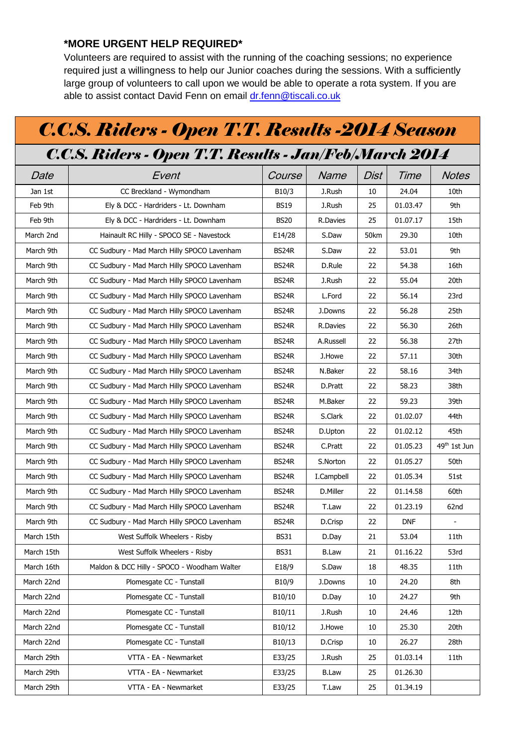**\*MORE URGENT HELP REQUIRED\***

Volunteers are required to assist with the running of the coaching sessions; no experience required just a willingness to help our Junior coaches during the sessions. With a sufficiently large group of volunteers to call upon we would be able to operate a rota system. If you are able to assist contact David Fenn on email dr.fenn@tiscali.co.uk

# *C.C.S. Riders - Open T.T. Results -2014 Season*

## *C.C.S. Riders - Open T.T. Results - Jan/Feb/March 2014*

| Date | Event | Course | Name | Dist | Time | Notes |
|---|---|---|---|---|---|---|
| Jan 1st | CC Breckland - Wymondham | B10/3 | J.Rush | 10 | 24.04 | 10th |
| Feb 9th | Ely & DCC - Hardriders - Lt. Downham | BS19 | J.Rush | 25 | 01.03.47 | 9th |
| Feb 9th | Ely & DCC - Hardriders - Lt. Downham | BS20 | R.Davies | 25 | 01.07.17 | 15th |
| March 2nd | Hainault RC Hilly - SPOCO SE - Navestock | E14/28 | S.Daw | 50km | 29.30 | 10th |
| March 9th | CC Sudbury - Mad March Hilly SPOCO Lavenham | BS24R | S.Daw | 22 | 53.01 | 9th |
| March 9th | CC Sudbury - Mad March Hilly SPOCO Lavenham | BS24R | D.Rule | 22 | 54.38 | 16th |
| March 9th | CC Sudbury - Mad March Hilly SPOCO Lavenham | BS24R | J.Rush | 22 | 55.04 | 20th |
| March 9th | CC Sudbury - Mad March Hilly SPOCO Lavenham | BS24R | L.Ford | 22 | 56.14 | 23rd |
| March 9th | CC Sudbury - Mad March Hilly SPOCO Lavenham | BS24R | J.Downs | 22 | 56.28 | 25th |
| March 9th | CC Sudbury - Mad March Hilly SPOCO Lavenham | BS24R | R.Davies | 22 | 56.30 | 26th |
| March 9th | CC Sudbury - Mad March Hilly SPOCO Lavenham | BS24R | A.Russell | 22 | 56.38 | 27th |
| March 9th | CC Sudbury - Mad March Hilly SPOCO Lavenham | BS24R | J.Howe | 22 | 57.11 | 30th |
| March 9th | CC Sudbury - Mad March Hilly SPOCO Lavenham | BS24R | N.Baker | 22 | 58.16 | 34th |
| March 9th | CC Sudbury - Mad March Hilly SPOCO Lavenham | BS24R | D.Pratt | 22 | 58.23 | 38th |
| March 9th | CC Sudbury - Mad March Hilly SPOCO Lavenham | BS24R | M.Baker | 22 | 59.23 | 39th |
| March 9th | CC Sudbury - Mad March Hilly SPOCO Lavenham | BS24R | S.Clark | 22 | 01.02.07 | 44th |
| March 9th | CC Sudbury - Mad March Hilly SPOCO Lavenham | BS24R | D.Upton | 22 | 01.02.12 | 45th |
| March 9th | CC Sudbury - Mad March Hilly SPOCO Lavenham | BS24R | C.Pratt | 22 | 01.05.23 | 49th 1st Jun |
| March 9th | CC Sudbury - Mad March Hilly SPOCO Lavenham | BS24R | S.Norton | 22 | 01.05.27 | 50th |
| March 9th | CC Sudbury - Mad March Hilly SPOCO Lavenham | BS24R | I.Campbell | 22 | 01.05.34 | 51st |
| March 9th | CC Sudbury - Mad March Hilly SPOCO Lavenham | BS24R | D.Miller | 22 | 01.14.58 | 60th |
| March 9th | CC Sudbury - Mad March Hilly SPOCO Lavenham | BS24R | T.Law | 22 | 01.23.19 | 62nd |
| March 9th | CC Sudbury - Mad March Hilly SPOCO Lavenham | BS24R | D.Crisp | 22 | DNF | - |
| March 15th | West Suffolk Wheelers - Risby | BS31 | D.Day | 21 | 53.04 | 11th |
| March 15th | West Suffolk Wheelers - Risby | BS31 | B.Law | 21 | 01.16.22 | 53rd |
| March 16th | Maldon & DCC Hilly - SPOCO - Woodham Walter | E18/9 | S.Daw | 18 | 48.35 | 11th |
| March 22nd | Plomesgate CC - Tunstall | B10/9 | J.Downs | 10 | 24.20 | 8th |
| March 22nd | Plomesgate CC - Tunstall | B10/10 | D.Day | 10 | 24.27 | 9th |
| March 22nd | Plomesgate CC - Tunstall | B10/11 | J.Rush | 10 | 24.46 | 12th |
| March 22nd | Plomesgate CC - Tunstall | B10/12 | J.Howe | 10 | 25.30 | 20th |
| March 22nd | Plomesgate CC - Tunstall | B10/13 | D.Crisp | 10 | 26.27 | 28th |
| March 29th | VTTA - EA - Newmarket | E33/25 | J.Rush | 25 | 01.03.14 | 11th |
| March 29th | VTTA - EA - Newmarket | E33/25 | B.Law | 25 | 01.26.30 | |
| March 29th | VTTA - EA - Newmarket | E33/25 | T.Law | 25 | 01.34.19 | |